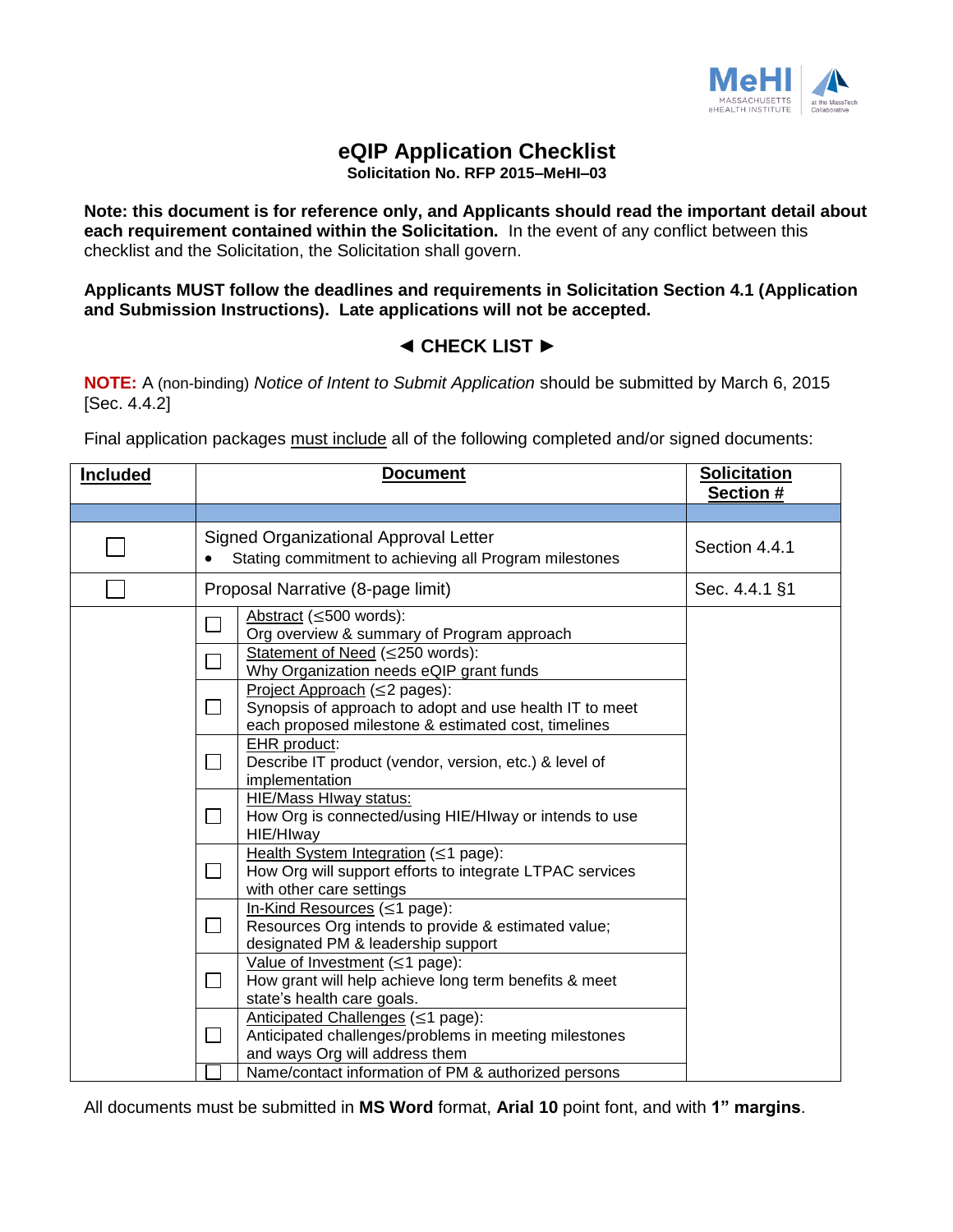# eQIP Application Checklist

**Solicitation No. RFP 2015–MeHI–03**

**Note: this document is for reference only, and Applicants should read the important detail about each requirement contained within the Solicitation.** In the event of any conflict between this checklist and the Solicitation, the Solicitation shall govern.

**Applicants MUST follow the deadlines and requirements in Solicitation Section 4.1 (Application and Submission Instructions). Late applications will not be accepted.**

## ◄ CHECK LIST ►

**NOTE:** A (non-binding) *Notice of Intent to Submit Application* should be submitted by March 6, 2015 [Sec. 4.4.2]

Final application packages must include all of the following completed and/or signed documents:

| Included | | Document | Solicitation Section # |
|---|---|---|---|
| ☐ | Signed Organizational Approval Letter<br>• Stating commitment to achieving all Program milestones | | Section 4.4.1 |
| ☐ | Proposal Narrative (8-page limit) | | Sec. 4.4.1 §1 |
| | ☐ | Abstract (≤500 words):<br>Org overview & summary of Program approach | |
| | ☐ | Statement of Need (≤250 words):<br>Why Organization needs eQIP grant funds | |
| | ☐ | Project Approach (≤2 pages):<br>Synopsis of approach to adopt and use health IT to meet each proposed milestone & estimated cost, timelines | |
| | ☐ | EHR product:<br>Describe IT product (vendor, version, etc.) & level of implementation | |
| | ☐ | HIE/Mass HIway status:<br>How Org is connected/using HIE/HIway or intends to use HIE/HIway | |
| | ☐ | Health System Integration (≤1 page):<br>How Org will support efforts to integrate LTPAC services with other care settings | |
| | ☐ | In-Kind Resources (≤1 page):<br>Resources Org intends to provide & estimated value; designated PM & leadership support | |
| | ☐ | Value of Investment (≤1 page):<br>How grant will help achieve long term benefits & meet state's health care goals. | |
| | ☐ | Anticipated Challenges (≤1 page):<br>Anticipated challenges/problems in meeting milestones and ways Org will address them | |
| | ☐ | Name/contact information of PM & authorized persons | |

All documents must be submitted in **MS Word** format, **Arial 10** point font, and with **1" margins**.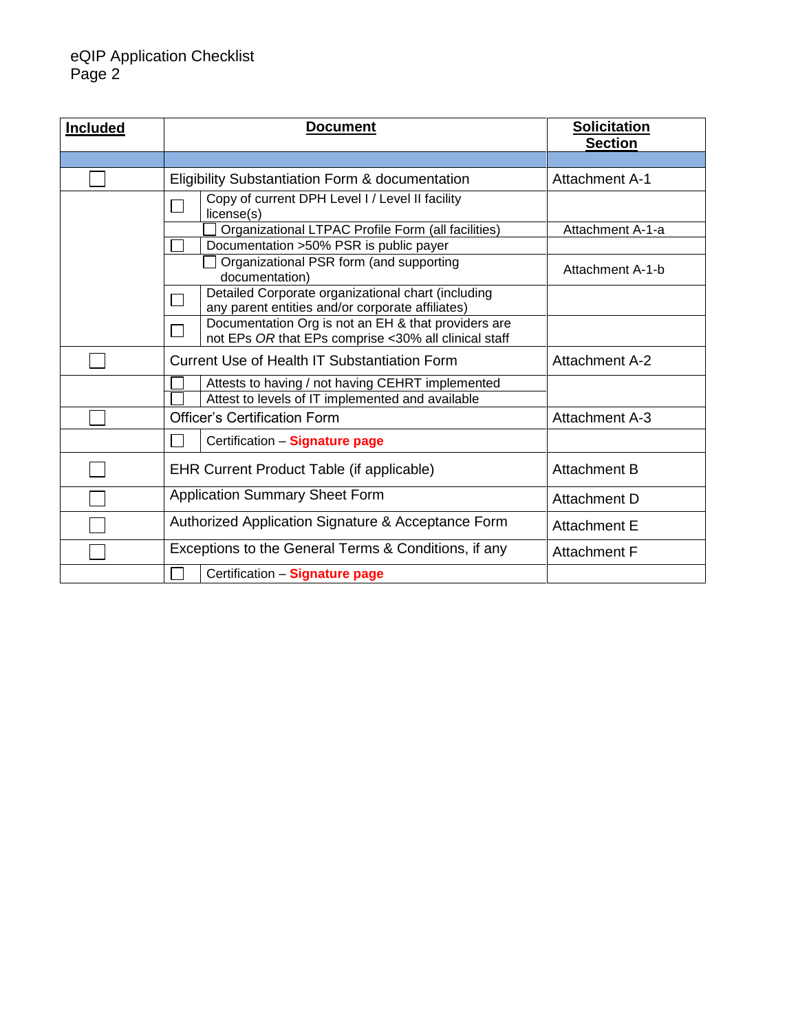| Included | Document | Solicitation Section |
|---|---|---|
| | | |
| ☐ | Eligibility Substantiation Form & documentation | Attachment A-1 |
| | ☐ Copy of current DPH Level I / Level II facility license(s) | |
| | ☐ Organizational LTPAC Profile Form (all facilities) | Attachment A-1-a |
| | ☐ Documentation >50% PSR is public payer | |
| | ☐ Organizational PSR form (and supporting documentation) | Attachment A-1-b |
| | ☐ Detailed Corporate organizational chart (including any parent entities and/or corporate affiliates) | |
| | ☐ Documentation Org is not an EH & that providers are not EPs *OR* that EPs comprise <30% all clinical staff | |
| ☐ | Current Use of Health IT Substantiation Form | Attachment A-2 |
| | ☐ Attests to having / not having CEHRT implemented<br>☐ Attest to levels of IT implemented and available | |
| ☐ | Officer's Certification Form | Attachment A-3 |
| | ☐ Certification – **Signature page** | |
| ☐ | EHR Current Product Table (if applicable) | Attachment B |
| ☐ | Application Summary Sheet Form | Attachment D |
| ☐ | Authorized Application Signature & Acceptance Form | Attachment E |
| ☐ | Exceptions to the General Terms & Conditions, if any | Attachment F |
| | ☐ Certification – **Signature page** | |